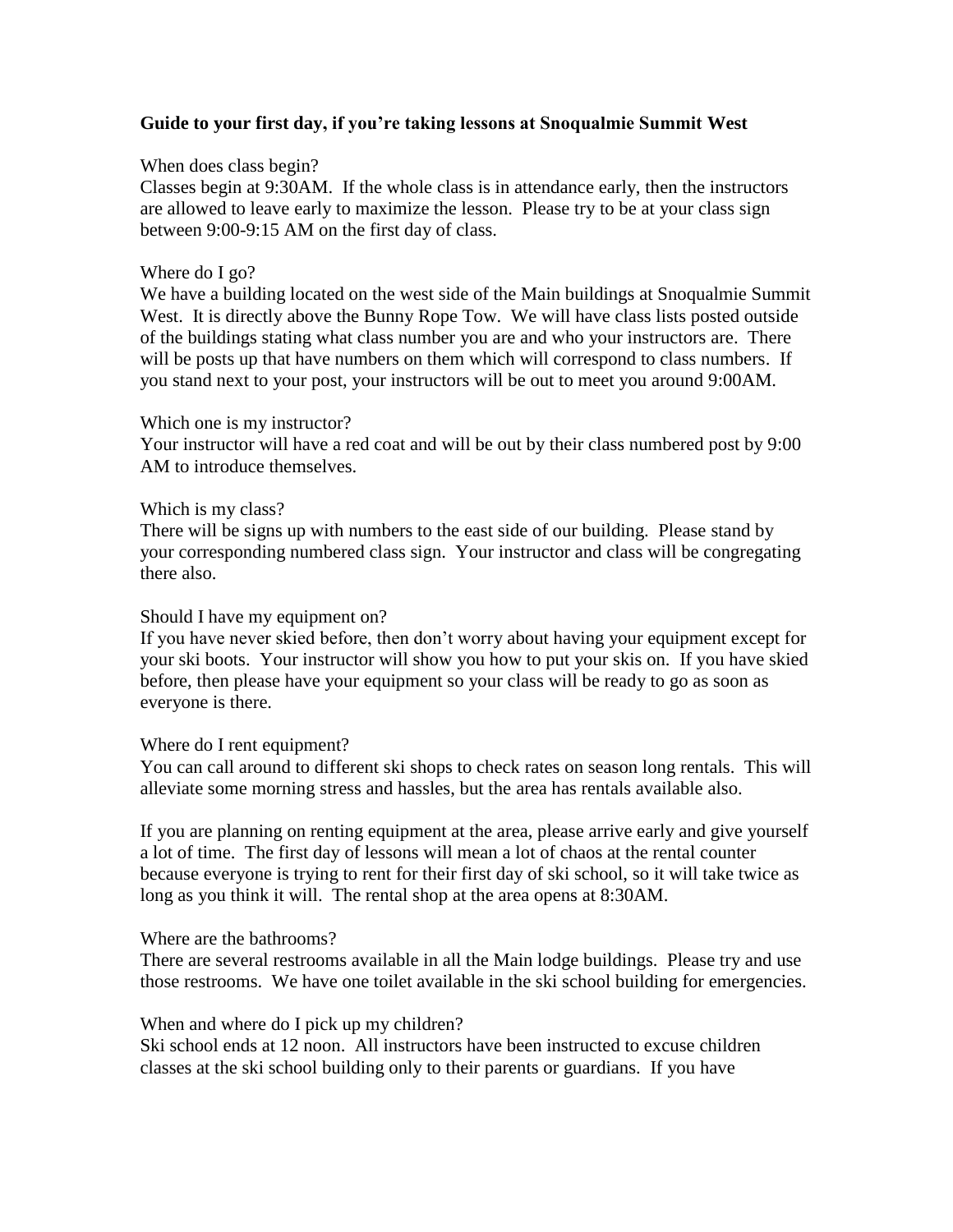**Guide to your first day, if you're taking lessons at Snoqualmie Summit West**

When does class begin?
Classes begin at 9:30AM. If the whole class is in attendance early, then the instructors are allowed to leave early to maximize the lesson. Please try to be at your class sign between 9:00-9:15 AM on the first day of class.

Where do I go?
We have a building located on the west side of the Main buildings at Snoqualmie Summit West. It is directly above the Bunny Rope Tow. We will have class lists posted outside of the buildings stating what class number you are and who your instructors are. There will be posts up that have numbers on them which will correspond to class numbers. If you stand next to your post, your instructors will be out to meet you around 9:00AM.

Which one is my instructor?
Your instructor will have a red coat and will be out by their class numbered post by 9:00 AM to introduce themselves.

Which is my class?
There will be signs up with numbers to the east side of our building. Please stand by your corresponding numbered class sign. Your instructor and class will be congregating there also.

Should I have my equipment on?
If you have never skied before, then don't worry about having your equipment except for your ski boots. Your instructor will show you how to put your skis on. If you have skied before, then please have your equipment so your class will be ready to go as soon as everyone is there.

Where do I rent equipment?
You can call around to different ski shops to check rates on season long rentals. This will alleviate some morning stress and hassles, but the area has rentals available also.

If you are planning on renting equipment at the area, please arrive early and give yourself a lot of time. The first day of lessons will mean a lot of chaos at the rental counter because everyone is trying to rent for their first day of ski school, so it will take twice as long as you think it will. The rental shop at the area opens at 8:30AM.

Where are the bathrooms?
There are several restrooms available in all the Main lodge buildings. Please try and use those restrooms. We have one toilet available in the ski school building for emergencies.

When and where do I pick up my children?
Ski school ends at 12 noon. All instructors have been instructed to excuse children classes at the ski school building only to their parents or guardians. If you have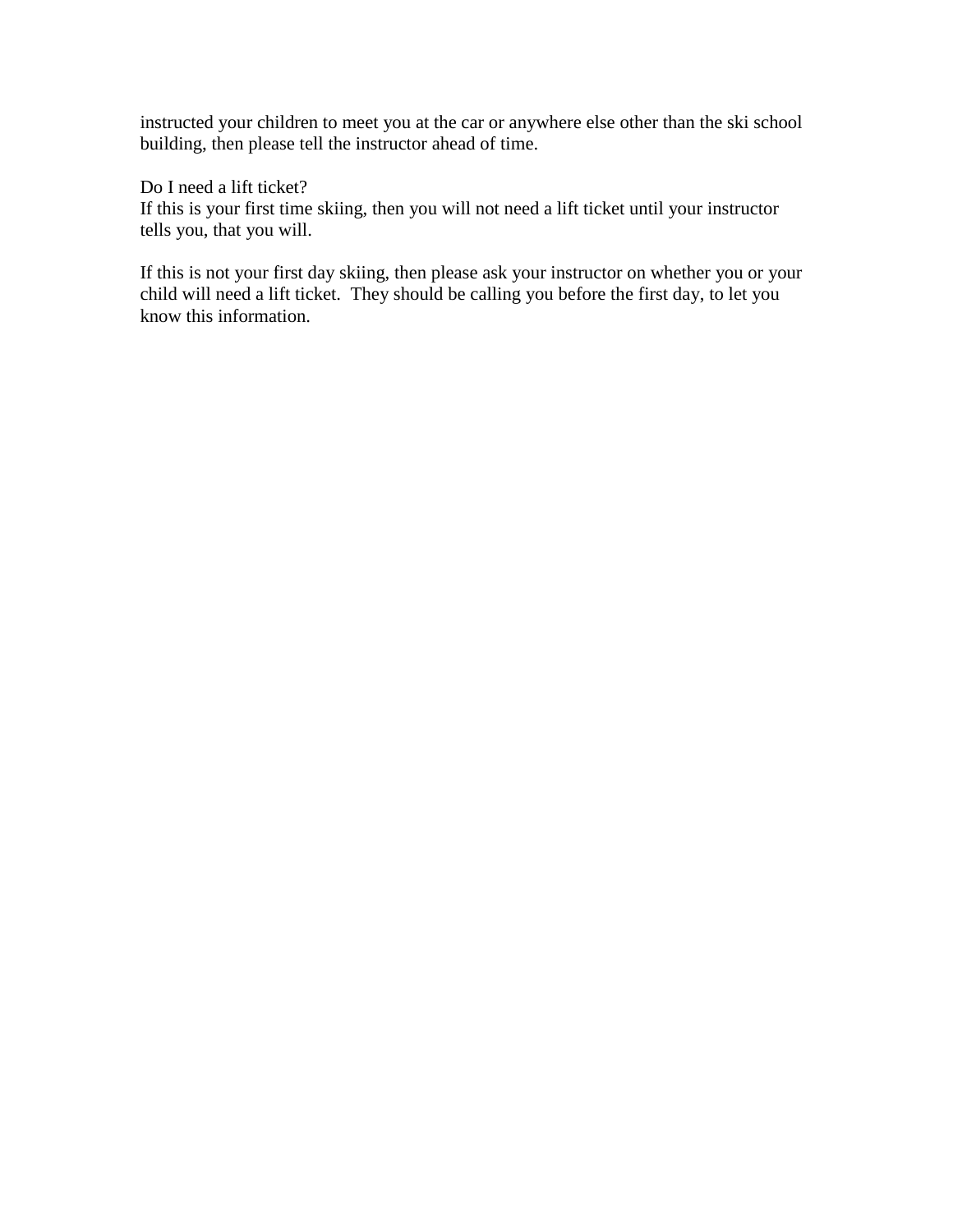instructed your children to meet you at the car or anywhere else other than the ski school building, then please tell the instructor ahead of time.

Do I need a lift ticket?
If this is your first time skiing, then you will not need a lift ticket until your instructor tells you, that you will.

If this is not your first day skiing, then please ask your instructor on whether you or your child will need a lift ticket. They should be calling you before the first day, to let you know this information.